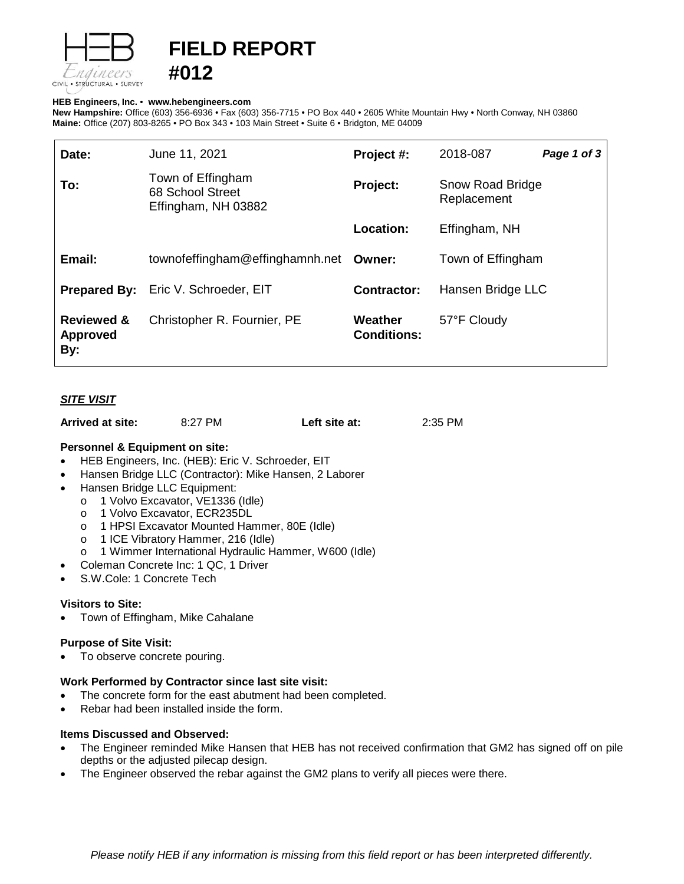# FIELD REPORT #012

**HEB Engineers, Inc.** • **www.hebengineers.com**
**New Hampshire:** Office (603) 356-6936 • Fax (603) 356-7715 • PO Box 440 • 2605 White Mountain Hwy • North Conway, NH 03860
**Maine:** Office (207) 803-8265 • PO Box 343 • 103 Main Street • Suite 6 • Bridgton, ME 04009

| | | | |
|---|---|---|---|
| **Date:** | June 11, 2021 | **Project #:** | 2018-087 ***Page 1 of 3*** |
| **To:** | Town of Effingham<br>68 School Street<br>Effingham, NH 03882 | **Project:** | Snow Road Bridge Replacement |
| | | **Location:** | Effingham, NH |
| **Email:** | townofeffingham@effinghamnh.net | **Owner:** | Town of Effingham |
| **Prepared By:** | Eric V. Schroeder, EIT | **Contractor:** | Hansen Bridge LLC |
| **Reviewed & Approved By:** | Christopher R. Fournier, PE | **Weather Conditions:** | 57°F Cloudy |

## ***SITE VISIT***

**Arrived at site:** 8:27 PM **Left site at:** 2:35 PM

### Personnel & Equipment on site:

- HEB Engineers, Inc. (HEB): Eric V. Schroeder, EIT
- Hansen Bridge LLC (Contractor): Mike Hansen, 2 Laborer
- Hansen Bridge LLC Equipment:
  - 1 Volvo Excavator, VE1336 (Idle)
  - 1 Volvo Excavator, ECR235DL
  - 1 HPSI Excavator Mounted Hammer, 80E (Idle)
  - 1 ICE Vibratory Hammer, 216 (Idle)
  - 1 Wimmer International Hydraulic Hammer, W600 (Idle)
- Coleman Concrete Inc: 1 QC, 1 Driver
- S.W.Cole: 1 Concrete Tech

### Visitors to Site:

- Town of Effingham, Mike Cahalane

### Purpose of Site Visit:

- To observe concrete pouring.

### Work Performed by Contractor since last site visit:

- The concrete form for the east abutment had been completed.
- Rebar had been installed inside the form.

### Items Discussed and Observed:

- The Engineer reminded Mike Hansen that HEB has not received confirmation that GM2 has signed off on pile depths or the adjusted pilecap design.
- The Engineer observed the rebar against the GM2 plans to verify all pieces were there.

*Please notify HEB if any information is missing from this field report or has been interpreted differently.*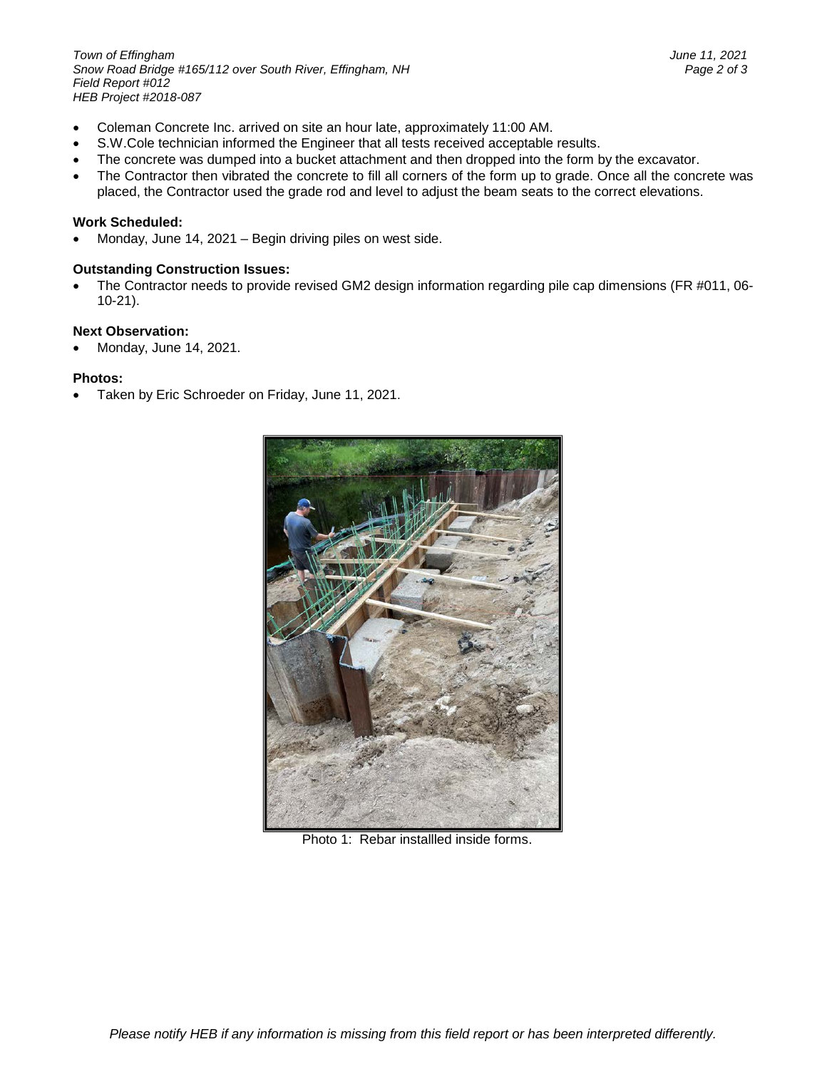- Coleman Concrete Inc. arrived on site an hour late, approximately 11:00 AM.
- S.W.Cole technician informed the Engineer that all tests received acceptable results.
- The concrete was dumped into a bucket attachment and then dropped into the form by the excavator.
- The Contractor then vibrated the concrete to fill all corners of the form up to grade. Once all the concrete was placed, the Contractor used the grade rod and level to adjust the beam seats to the correct elevations.

**Work Scheduled:**

- Monday, June 14, 2021 – Begin driving piles on west side.

**Outstanding Construction Issues:**

- The Contractor needs to provide revised GM2 design information regarding pile cap dimensions (FR #011, 06-10-21).

**Next Observation:**

- Monday, June 14, 2021.

**Photos:**

- Taken by Eric Schroeder on Friday, June 11, 2021.

Photo 1: Rebar installled inside forms.

*Please notify HEB if any information is missing from this field report or has been interpreted differently.*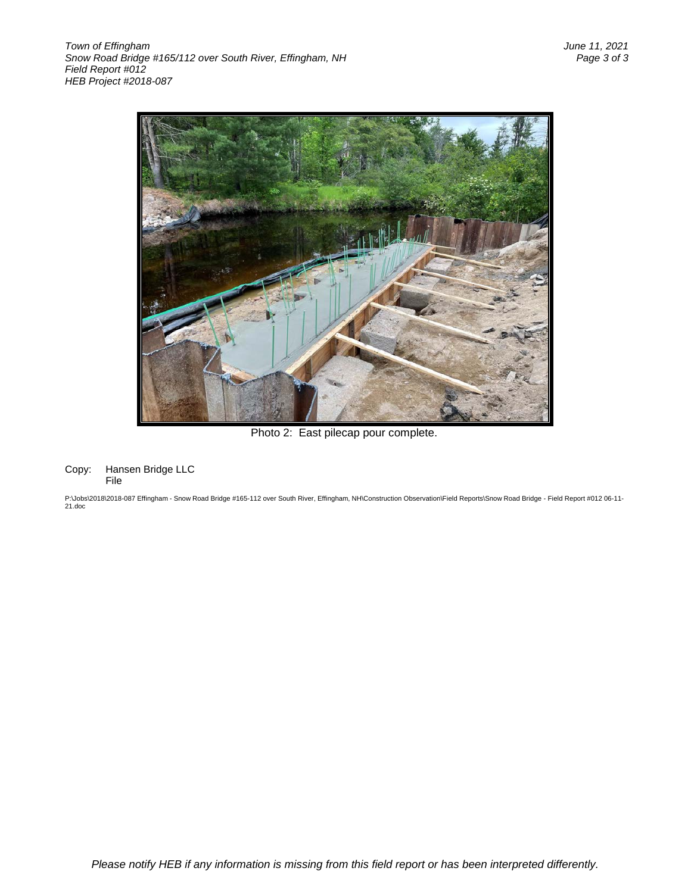Photo 2: East pilecap pour complete.

Copy: Hansen Bridge LLC
File

P:\Jobs\2018\2018-087 Effingham - Snow Road Bridge #165-112 over South River, Effingham, NH\Construction Observation\Field Reports\Snow Road Bridge - Field Report #012 06-11-21.doc

*Please notify HEB if any information is missing from this field report or has been interpreted differently.*